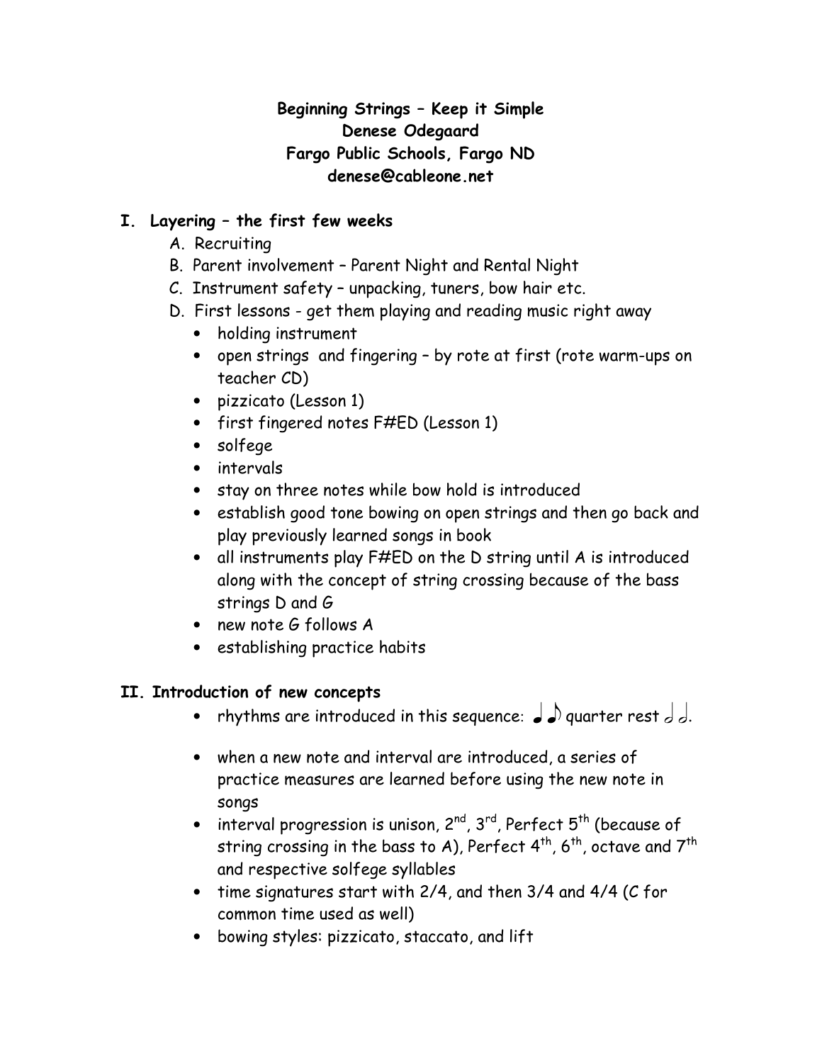**Beginning Strings – Keep it Simple**
**Denese Odegaard**
**Fargo Public Schools, Fargo ND**
**denese@cableone.net**

## I. Layering – the first few weeks

A. Recruiting
B. Parent involvement – Parent Night and Rental Night
C. Instrument safety – unpacking, tuners, bow hair etc.
D. First lessons - get them playing and reading music right away

- holding instrument
- open strings and fingering – by rote at first (rote warm-ups on teacher CD)
- pizzicato (Lesson 1)
- first fingered notes F#ED (Lesson 1)
- solfege
- intervals
- stay on three notes while bow hold is introduced
- establish good tone bowing on open strings and then go back and play previously learned songs in book
- all instruments play F#ED on the D string until A is introduced along with the concept of string crossing because of the bass strings D and G
- new note G follows A
- establishing practice habits

## II. Introduction of new concepts

- rhythms are introduced in this sequence: ♩ ♪ quarter rest 𝅗𝅥 𝅗𝅥.
- when a new note and interval are introduced, a series of practice measures are learned before using the new note in songs
- interval progression is unison, 2nd, 3rd, Perfect 5th (because of string crossing in the bass to A), Perfect 4th, 6th, octave and 7th and respective solfege syllables
- time signatures start with 2/4, and then 3/4 and 4/4 (C for common time used as well)
- bowing styles: pizzicato, staccato, and lift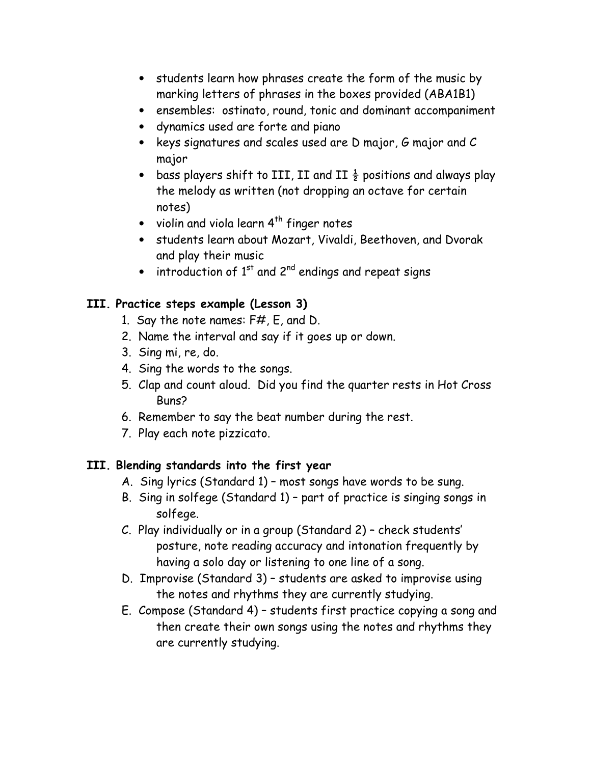- students learn how phrases create the form of the music by marking letters of phrases in the boxes provided (ABA1B1)
- ensembles: ostinato, round, tonic and dominant accompaniment
- dynamics used are forte and piano
- keys signatures and scales used are D major, G major and C major
- bass players shift to III, II and II ½ positions and always play the melody as written (not dropping an octave for certain notes)
- violin and viola learn 4th finger notes
- students learn about Mozart, Vivaldi, Beethoven, and Dvorak and play their music
- introduction of 1st and 2nd endings and repeat signs

## III. Practice steps example (Lesson 3)

1. Say the note names: F#, E, and D.
2. Name the interval and say if it goes up or down.
3. Sing mi, re, do.
4. Sing the words to the songs.
5. Clap and count aloud. Did you find the quarter rests in Hot Cross Buns?
6. Remember to say the beat number during the rest.
7. Play each note pizzicato.

## III. Blending standards into the first year

A. Sing lyrics (Standard 1) – most songs have words to be sung.

B. Sing in solfege (Standard 1) – part of practice is singing songs in solfege.

C. Play individually or in a group (Standard 2) – check students' posture, note reading accuracy and intonation frequently by having a solo day or listening to one line of a song.

D. Improvise (Standard 3) – students are asked to improvise using the notes and rhythms they are currently studying.

E. Compose (Standard 4) – students first practice copying a song and then create their own songs using the notes and rhythms they are currently studying.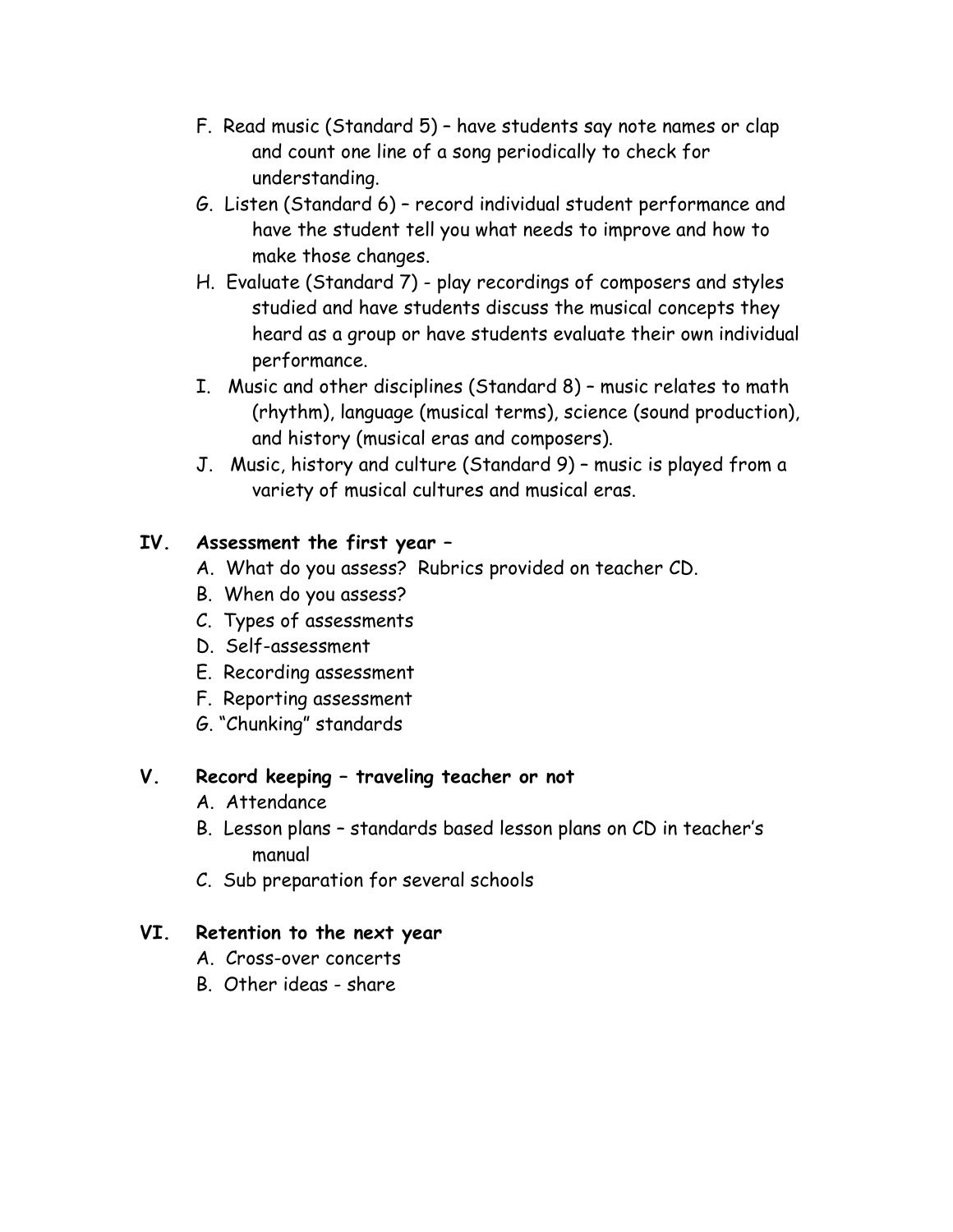F. Read music (Standard 5) – have students say note names or clap and count one line of a song periodically to check for understanding.

G. Listen (Standard 6) – record individual student performance and have the student tell you what needs to improve and how to make those changes.

H. Evaluate (Standard 7) - play recordings of composers and styles studied and have students discuss the musical concepts they heard as a group or have students evaluate their own individual performance.

I. Music and other disciplines (Standard 8) – music relates to math (rhythm), language (musical terms), science (sound production), and history (musical eras and composers).

J. Music, history and culture (Standard 9) – music is played from a variety of musical cultures and musical eras.

## IV. Assessment the first year –

A. What do you assess? Rubrics provided on teacher CD.

B. When do you assess?

C. Types of assessments

D. Self-assessment

E. Recording assessment

F. Reporting assessment

G. "Chunking" standards

## V. Record keeping – traveling teacher or not

A. Attendance

B. Lesson plans – standards based lesson plans on CD in teacher's manual

C. Sub preparation for several schools

## VI. Retention to the next year

A. Cross-over concerts

B. Other ideas - share